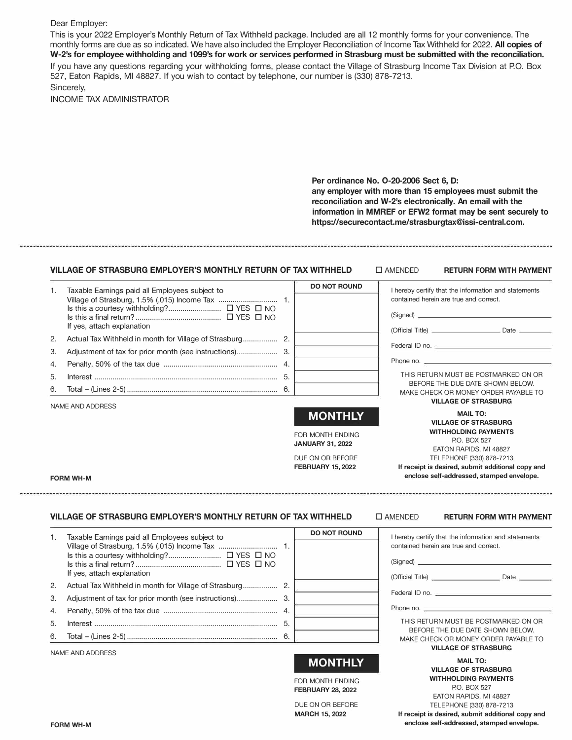Dear Employer:

This is your 2022 Employer's Monthly Return of Tax Withheld package. Included are all 12 monthly forms for your convenience. The monthly forms are due as so indicated. We have also included the Employer Reconciliation of Income Tax Withheld for 2022. **All copies of W-2's for employee withholding and 1099's for work or services performed in Strasburg must be submitted with the reconciliation.**

If you have any questions regarding your withholding forms, please contact the Village of Strasburg Income Tax Division at P.O. Box 527, Eaton Rapids, MI 48827. If you wish to contact by telephone, our number is (330) 878-7213.

Sincerely,

INCOME TAX ADMINISTRATOR

**Per ordinance No. O-20-2006 Sect 6, D:**
**any employer with more than 15 employees must submit the reconciliation and W-2's electronically. An email with the information in MMREF or EFW2 format may be sent securely to https://securecontact.me/strasburgtax@issi-central.com.**

---

## VILLAGE OF STRASBURG EMPLOYER'S MONTHLY RETURN OF TAX WITHHELD

☐ AMENDED **RETURN FORM WITH PAYMENT**

| | | DO NOT ROUND |
|---|---|---|
| 1. | Taxable Earnings paid all Employees subject to Village of Strasburg, 1.5% (.015) Income Tax ............ 1.<br>Is this a courtesy withholding? ☐ YES ☐ NO<br>Is this a final return? ☐ YES ☐ NO<br>If yes, attach explanation | |
| 2. | Actual Tax Withheld in month for Village of Strasburg ............ 2. | |
| 3. | Adjustment of tax for prior month (see instructions) ............ 3. | |
| 4. | Penalty, 50% of the tax due ............ 4. | |
| 5. | Interest ............ 5. | |
| 6. | Total – (Lines 2-5) ............ 6. | |

I hereby certify that the information and statements contained herein are true and correct.

(Signed) ____________________

(Official Title) ____________ Date ________

Federal ID no. ____________________

Phone no. ____________________

THIS RETURN MUST BE POSTMARKED ON OR BEFORE THE DUE DATE SHOWN BELOW. MAKE CHECK OR MONEY ORDER PAYABLE TO **VILLAGE OF STRASBURG**

NAME AND ADDRESS

**MONTHLY**

FOR MONTH ENDING
**JANUARY 31, 2022**

DUE ON OR BEFORE
**FEBRUARY 15, 2022**

**MAIL TO:**
**VILLAGE OF STRASBURG**
**WITHHOLDING PAYMENTS**
P.O. BOX 527
EATON RAPIDS, MI 48827
TELEPHONE (330) 878-7213

**If receipt is desired, submit additional copy and enclose self-addressed, stamped envelope.**

**FORM WH-M**

---

## VILLAGE OF STRASBURG EMPLOYER'S MONTHLY RETURN OF TAX WITHHELD

☐ AMENDED **RETURN FORM WITH PAYMENT**

| | | DO NOT ROUND |
|---|---|---|
| 1. | Taxable Earnings paid all Employees subject to Village of Strasburg, 1.5% (.015) Income Tax ............ 1.<br>Is this a courtesy withholding? ☐ YES ☐ NO<br>Is this a final return? ☐ YES ☐ NO<br>If yes, attach explanation | |
| 2. | Actual Tax Withheld in month for Village of Strasburg ............ 2. | |
| 3. | Adjustment of tax for prior month (see instructions) ............ 3. | |
| 4. | Penalty, 50% of the tax due ............ 4. | |
| 5. | Interest ............ 5. | |
| 6. | Total – (Lines 2-5) ............ 6. | |

I hereby certify that the information and statements contained herein are true and correct.

(Signed) ____________________

(Official Title) ____________ Date ________

Federal ID no. ____________________

Phone no. ____________________

THIS RETURN MUST BE POSTMARKED ON OR BEFORE THE DUE DATE SHOWN BELOW. MAKE CHECK OR MONEY ORDER PAYABLE TO **VILLAGE OF STRASBURG**

NAME AND ADDRESS

**MONTHLY**

FOR MONTH ENDING
**FEBRUARY 28, 2022**

DUE ON OR BEFORE
**MARCH 15, 2022**

**MAIL TO:**
**VILLAGE OF STRASBURG**
**WITHHOLDING PAYMENTS**
P.O. BOX 527
EATON RAPIDS, MI 48827
TELEPHONE (330) 878-7213

**If receipt is desired, submit additional copy and enclose self-addressed, stamped envelope.**

**FORM WH-M**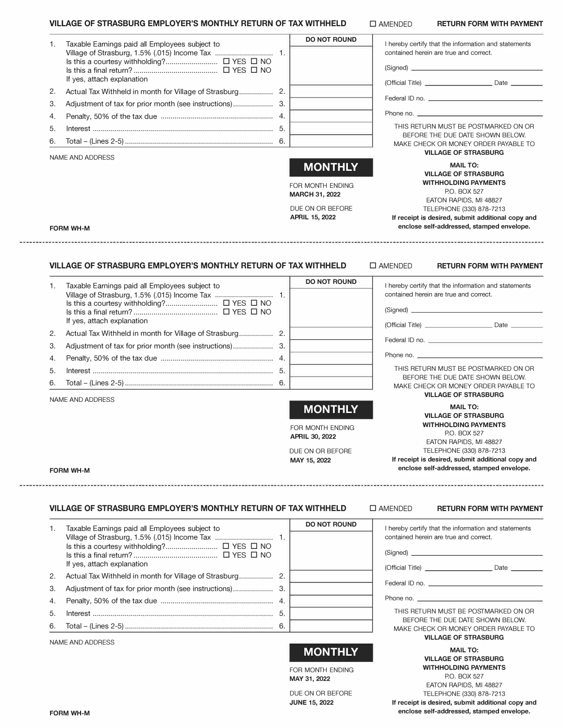## VILLAGE OF STRASBURG EMPLOYER'S MONTHLY RETURN OF TAX WITHHELD

☐ AMENDED **RETURN FORM WITH PAYMENT**

| | | DO NOT ROUND |
|---|---|---|
| 1. | Taxable Earnings paid all Employees subject to Village of Strasburg, 1.5% (.015) Income Tax ............................. 1.<br>Is this a courtesy withholding?.......................... ☐ YES ☐ NO<br>Is this a final return? .......................................... ☐ YES ☐ NO<br>If yes, attach explanation | |
| 2. | Actual Tax Withheld in month for Village of Strasburg................. 2. | |
| 3. | Adjustment of tax for prior month (see instructions).................... 3. | |
| 4. | Penalty, 50% of the tax due ....................................................... 4. | |
| 5. | Interest ......................................................................................... 5. | |
| 6. | Total – (Lines 2-5) .......................................................................... 6. | |

I hereby certify that the information and statements contained herein are true and correct.

(Signed) ____________________

(Official Title) ____________ Date ________

Federal ID no. ____________________

Phone no. ____________________

THIS RETURN MUST BE POSTMARKED ON OR BEFORE THE DUE DATE SHOWN BELOW. MAKE CHECK OR MONEY ORDER PAYABLE TO **VILLAGE OF STRASBURG**

NAME AND ADDRESS

**MONTHLY**

FOR MONTH ENDING
**MARCH 31, 2022**

DUE ON OR BEFORE
**APRIL 15, 2022**

**MAIL TO:**
**VILLAGE OF STRASBURG**
**WITHHOLDING PAYMENTS**
P.O. BOX 527
EATON RAPIDS, MI 48827
TELEPHONE (330) 878-7213

**If receipt is desired, submit additional copy and enclose self-addressed, stamped envelope.**

**FORM WH-M**

---

## VILLAGE OF STRASBURG EMPLOYER'S MONTHLY RETURN OF TAX WITHHELD

☐ AMENDED **RETURN FORM WITH PAYMENT**

| | | DO NOT ROUND |
|---|---|---|
| 1. | Taxable Earnings paid all Employees subject to Village of Strasburg, 1.5% (.015) Income Tax ............................. 1.<br>Is this a courtesy withholding?.......................... ☐ YES ☐ NO<br>Is this a final return? .......................................... ☐ YES ☐ NO<br>If yes, attach explanation | |
| 2. | Actual Tax Withheld in month for Village of Strasburg................. 2. | |
| 3. | Adjustment of tax for prior month (see instructions).................... 3. | |
| 4. | Penalty, 50% of the tax due ....................................................... 4. | |
| 5. | Interest ......................................................................................... 5. | |
| 6. | Total – (Lines 2-5) .......................................................................... 6. | |

I hereby certify that the information and statements contained herein are true and correct.

(Signed) ____________________

(Official Title) ____________ Date ________

Federal ID no. ____________________

Phone no. ____________________

THIS RETURN MUST BE POSTMARKED ON OR BEFORE THE DUE DATE SHOWN BELOW. MAKE CHECK OR MONEY ORDER PAYABLE TO **VILLAGE OF STRASBURG**

NAME AND ADDRESS

**MONTHLY**

FOR MONTH ENDING
**APRIL 30, 2022**

DUE ON OR BEFORE
**MAY 15, 2022**

**MAIL TO:**
**VILLAGE OF STRASBURG**
**WITHHOLDING PAYMENTS**
P.O. BOX 527
EATON RAPIDS, MI 48827
TELEPHONE (330) 878-7213

**If receipt is desired, submit additional copy and enclose self-addressed, stamped envelope.**

**FORM WH-M**

---

## VILLAGE OF STRASBURG EMPLOYER'S MONTHLY RETURN OF TAX WITHHELD

☐ AMENDED **RETURN FORM WITH PAYMENT**

| | | DO NOT ROUND |
|---|---|---|
| 1. | Taxable Earnings paid all Employees subject to Village of Strasburg, 1.5% (.015) Income Tax ............................. 1.<br>Is this a courtesy withholding?.......................... ☐ YES ☐ NO<br>Is this a final return? .......................................... ☐ YES ☐ NO<br>If yes, attach explanation | |
| 2. | Actual Tax Withheld in month for Village of Strasburg................. 2. | |
| 3. | Adjustment of tax for prior month (see instructions).................... 3. | |
| 4. | Penalty, 50% of the tax due ....................................................... 4. | |
| 5. | Interest ......................................................................................... 5. | |
| 6. | Total – (Lines 2-5) .......................................................................... 6. | |

I hereby certify that the information and statements contained herein are true and correct.

(Signed) ____________________

(Official Title) ____________ Date ________

Federal ID no. ____________________

Phone no. ____________________

THIS RETURN MUST BE POSTMARKED ON OR BEFORE THE DUE DATE SHOWN BELOW. MAKE CHECK OR MONEY ORDER PAYABLE TO **VILLAGE OF STRASBURG**

NAME AND ADDRESS

**MONTHLY**

FOR MONTH ENDING
**MAY 31, 2022**

DUE ON OR BEFORE
**JUNE 15, 2022**

**MAIL TO:**
**VILLAGE OF STRASBURG**
**WITHHOLDING PAYMENTS**
P.O. BOX 527
EATON RAPIDS, MI 48827
TELEPHONE (330) 878-7213

**If receipt is desired, submit additional copy and enclose self-addressed, stamped envelope.**

**FORM WH-M**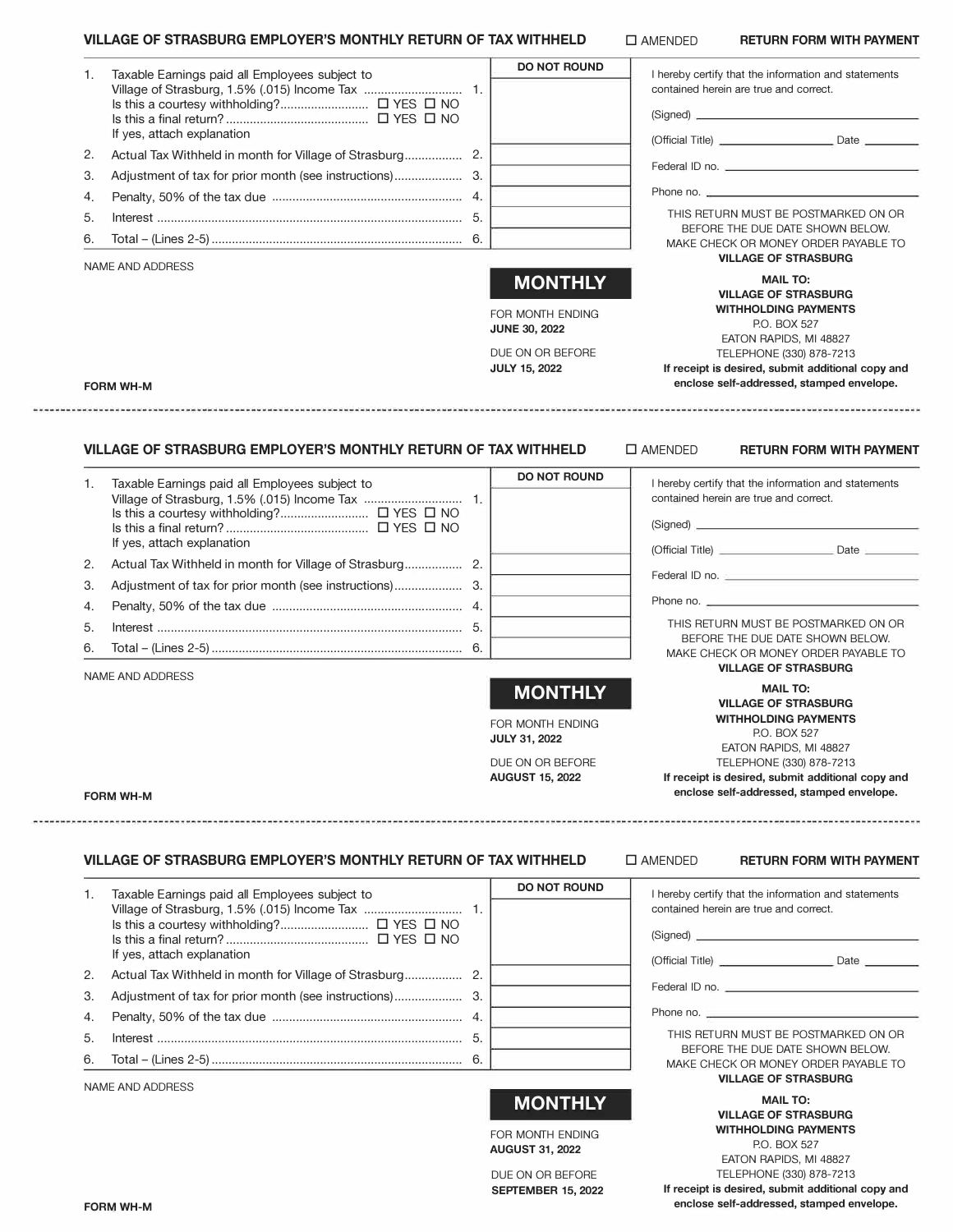## VILLAGE OF STRASBURG EMPLOYER'S MONTHLY RETURN OF TAX WITHHELD

☐ AMENDED **RETURN FORM WITH PAYMENT**

| | | | DO NOT ROUND |
|---|---|---|---|
| 1. | Taxable Earnings paid all Employees subject to Village of Strasburg, 1.5% (.015) Income Tax .............................. Is this a courtesy withholding?.......................... ☐ YES ☐ NO Is this a final return? .......................................... ☐ YES ☐ NO If yes, attach explanation | 1. | |
| 2. | Actual Tax Withheld in month for Village of Strasburg................. | 2. | |
| 3. | Adjustment of tax for prior month (see instructions).................... | 3. | |
| 4. | Penalty, 50% of the tax due ........................................................ | 4. | |
| 5. | Interest .......................................................................................... | 5. | |
| 6. | Total – (Lines 2-5) .......................................................................... | 6. | |

I hereby certify that the information and statements contained herein are true and correct.

(Signed) ____________________

(Official Title) ____________________ Date __________

Federal ID no. ____________________

Phone no. ____________________

THIS RETURN MUST BE POSTMARKED ON OR BEFORE THE DUE DATE SHOWN BELOW. MAKE CHECK OR MONEY ORDER PAYABLE TO **VILLAGE OF STRASBURG**

NAME AND ADDRESS

**MONTHLY**

FOR MONTH ENDING
**JUNE 30, 2022**

DUE ON OR BEFORE
**JULY 15, 2022**

**MAIL TO:**
**VILLAGE OF STRASBURG**
**WITHHOLDING PAYMENTS**
P.O. BOX 527
EATON RAPIDS, MI 48827
TELEPHONE (330) 878-7213
**If receipt is desired, submit additional copy and enclose self-addressed, stamped envelope.**

FORM WH-M

---

## VILLAGE OF STRASBURG EMPLOYER'S MONTHLY RETURN OF TAX WITHHELD

☐ AMENDED **RETURN FORM WITH PAYMENT**

| | | | DO NOT ROUND |
|---|---|---|---|
| 1. | Taxable Earnings paid all Employees subject to Village of Strasburg, 1.5% (.015) Income Tax .............................. Is this a courtesy withholding?.......................... ☐ YES ☐ NO Is this a final return? .......................................... ☐ YES ☐ NO If yes, attach explanation | 1. | |
| 2. | Actual Tax Withheld in month for Village of Strasburg................. | 2. | |
| 3. | Adjustment of tax for prior month (see instructions).................... | 3. | |
| 4. | Penalty, 50% of the tax due ........................................................ | 4. | |
| 5. | Interest .......................................................................................... | 5. | |
| 6. | Total – (Lines 2-5) .......................................................................... | 6. | |

I hereby certify that the information and statements contained herein are true and correct.

(Signed) ____________________

(Official Title) ____________________ Date __________

Federal ID no. ____________________

Phone no. ____________________

THIS RETURN MUST BE POSTMARKED ON OR BEFORE THE DUE DATE SHOWN BELOW. MAKE CHECK OR MONEY ORDER PAYABLE TO **VILLAGE OF STRASBURG**

NAME AND ADDRESS

**MONTHLY**

FOR MONTH ENDING
**JULY 31, 2022**

DUE ON OR BEFORE
**AUGUST 15, 2022**

**MAIL TO:**
**VILLAGE OF STRASBURG**
**WITHHOLDING PAYMENTS**
P.O. BOX 527
EATON RAPIDS, MI 48827
TELEPHONE (330) 878-7213
**If receipt is desired, submit additional copy and enclose self-addressed, stamped envelope.**

FORM WH-M

---

## VILLAGE OF STRASBURG EMPLOYER'S MONTHLY RETURN OF TAX WITHHELD

☐ AMENDED **RETURN FORM WITH PAYMENT**

| | | | DO NOT ROUND |
|---|---|---|---|
| 1. | Taxable Earnings paid all Employees subject to Village of Strasburg, 1.5% (.015) Income Tax .............................. Is this a courtesy withholding?.......................... ☐ YES ☐ NO Is this a final return? .......................................... ☐ YES ☐ NO If yes, attach explanation | 1. | |
| 2. | Actual Tax Withheld in month for Village of Strasburg................. | 2. | |
| 3. | Adjustment of tax for prior month (see instructions).................... | 3. | |
| 4. | Penalty, 50% of the tax due ........................................................ | 4. | |
| 5. | Interest .......................................................................................... | 5. | |
| 6. | Total – (Lines 2-5) .......................................................................... | 6. | |

I hereby certify that the information and statements contained herein are true and correct.

(Signed) ____________________

(Official Title) ____________________ Date __________

Federal ID no. ____________________

Phone no. ____________________

THIS RETURN MUST BE POSTMARKED ON OR BEFORE THE DUE DATE SHOWN BELOW. MAKE CHECK OR MONEY ORDER PAYABLE TO **VILLAGE OF STRASBURG**

NAME AND ADDRESS

**MONTHLY**

FOR MONTH ENDING
**AUGUST 31, 2022**

DUE ON OR BEFORE
**SEPTEMBER 15, 2022**

**MAIL TO:**
**VILLAGE OF STRASBURG**
**WITHHOLDING PAYMENTS**
P.O. BOX 527
EATON RAPIDS, MI 48827
TELEPHONE (330) 878-7213
**If receipt is desired, submit additional copy and enclose self-addressed, stamped envelope.**

FORM WH-M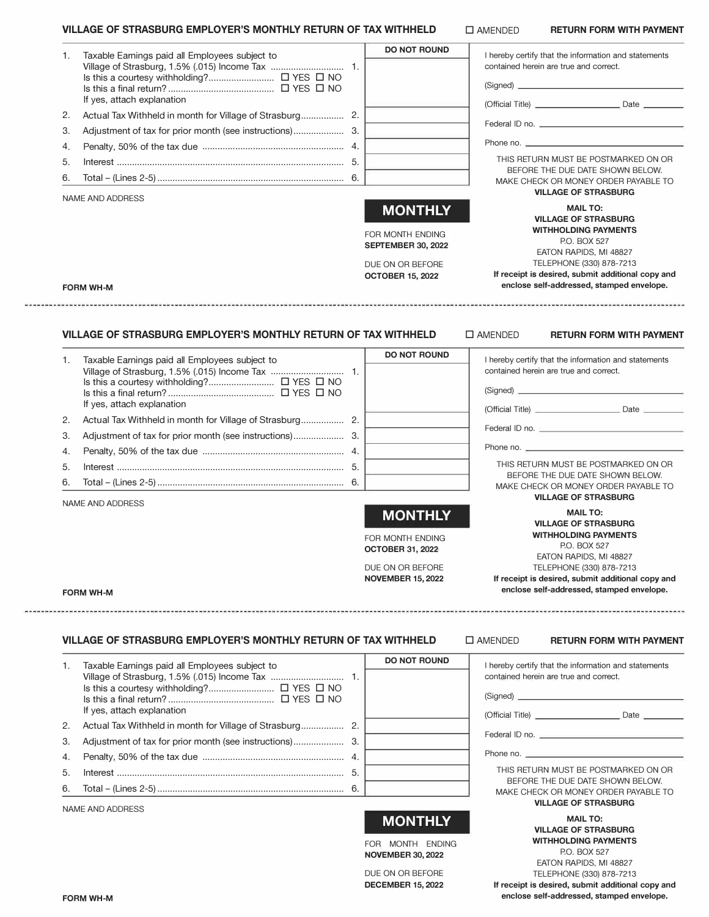## VILLAGE OF STRASBURG EMPLOYER'S MONTHLY RETURN OF TAX WITHHELD

☐ AMENDED **RETURN FORM WITH PAYMENT**

| | | DO NOT ROUND |
|---|---|---|
| 1. | Taxable Earnings paid all Employees subject to Village of Strasburg, 1.5% (.015) Income Tax ............................. 1.<br>Is this a courtesy withholding?.......................... ☐ YES ☐ NO<br>Is this a final return? .......................................... ☐ YES ☐ NO<br>If yes, attach explanation | |
| 2. | Actual Tax Withheld in month for Village of Strasburg................. 2. | |
| 3. | Adjustment of tax for prior month (see instructions).................... 3. | |
| 4. | Penalty, 50% of the tax due ....................................................... 4. | |
| 5. | Interest ......................................................................................... 5. | |
| 6. | Total – (Lines 2-5) .......................................................................... 6. | |

I hereby certify that the information and statements contained herein are true and correct.

(Signed) ______________________

(Official Title) ______________ Date ________

Federal ID no. ______________________

Phone no. ______________________

THIS RETURN MUST BE POSTMARKED ON OR BEFORE THE DUE DATE SHOWN BELOW. MAKE CHECK OR MONEY ORDER PAYABLE TO **VILLAGE OF STRASBURG**

NAME AND ADDRESS

**MONTHLY**

FOR MONTH ENDING
**SEPTEMBER 30, 2022**

DUE ON OR BEFORE
**OCTOBER 15, 2022**

**MAIL TO:**
**VILLAGE OF STRASBURG**
**WITHHOLDING PAYMENTS**
P.O. BOX 527
EATON RAPIDS, MI 48827
TELEPHONE (330) 878-7213
**If receipt is desired, submit additional copy and enclose self-addressed, stamped envelope.**

**FORM WH-M**

---

## VILLAGE OF STRASBURG EMPLOYER'S MONTHLY RETURN OF TAX WITHHELD

☐ AMENDED **RETURN FORM WITH PAYMENT**

| | | DO NOT ROUND |
|---|---|---|
| 1. | Taxable Earnings paid all Employees subject to Village of Strasburg, 1.5% (.015) Income Tax ............................. 1.<br>Is this a courtesy withholding?.......................... ☐ YES ☐ NO<br>Is this a final return? .......................................... ☐ YES ☐ NO<br>If yes, attach explanation | |
| 2. | Actual Tax Withheld in month for Village of Strasburg................. 2. | |
| 3. | Adjustment of tax for prior month (see instructions).................... 3. | |
| 4. | Penalty, 50% of the tax due ....................................................... 4. | |
| 5. | Interest ......................................................................................... 5. | |
| 6. | Total – (Lines 2-5) .......................................................................... 6. | |

I hereby certify that the information and statements contained herein are true and correct.

(Signed) ______________________

(Official Title) ______________ Date ________

Federal ID no. ______________________

Phone no. ______________________

THIS RETURN MUST BE POSTMARKED ON OR BEFORE THE DUE DATE SHOWN BELOW. MAKE CHECK OR MONEY ORDER PAYABLE TO **VILLAGE OF STRASBURG**

NAME AND ADDRESS

**MONTHLY**

FOR MONTH ENDING
**OCTOBER 31, 2022**

DUE ON OR BEFORE
**NOVEMBER 15, 2022**

**MAIL TO:**
**VILLAGE OF STRASBURG**
**WITHHOLDING PAYMENTS**
P.O. BOX 527
EATON RAPIDS, MI 48827
TELEPHONE (330) 878-7213
**If receipt is desired, submit additional copy and enclose self-addressed, stamped envelope.**

**FORM WH-M**

---

## VILLAGE OF STRASBURG EMPLOYER'S MONTHLY RETURN OF TAX WITHHELD

☐ AMENDED **RETURN FORM WITH PAYMENT**

| | | DO NOT ROUND |
|---|---|---|
| 1. | Taxable Earnings paid all Employees subject to Village of Strasburg, 1.5% (.015) Income Tax ............................. 1.<br>Is this a courtesy withholding?.......................... ☐ YES ☐ NO<br>Is this a final return? .......................................... ☐ YES ☐ NO<br>If yes, attach explanation | |
| 2. | Actual Tax Withheld in month for Village of Strasburg................. 2. | |
| 3. | Adjustment of tax for prior month (see instructions).................... 3. | |
| 4. | Penalty, 50% of the tax due ....................................................... 4. | |
| 5. | Interest ......................................................................................... 5. | |
| 6. | Total – (Lines 2-5) .......................................................................... 6. | |

I hereby certify that the information and statements contained herein are true and correct.

(Signed) ______________________

(Official Title) ______________ Date ________

Federal ID no. ______________________

Phone no. ______________________

THIS RETURN MUST BE POSTMARKED ON OR BEFORE THE DUE DATE SHOWN BELOW. MAKE CHECK OR MONEY ORDER PAYABLE TO **VILLAGE OF STRASBURG**

NAME AND ADDRESS

**MONTHLY**

FOR MONTH ENDING
**NOVEMBER 30, 2022**

DUE ON OR BEFORE
**DECEMBER 15, 2022**

**MAIL TO:**
**VILLAGE OF STRASBURG**
**WITHHOLDING PAYMENTS**
P.O. BOX 527
EATON RAPIDS, MI 48827
TELEPHONE (330) 878-7213
**If receipt is desired, submit additional copy and enclose self-addressed, stamped envelope.**

**FORM WH-M**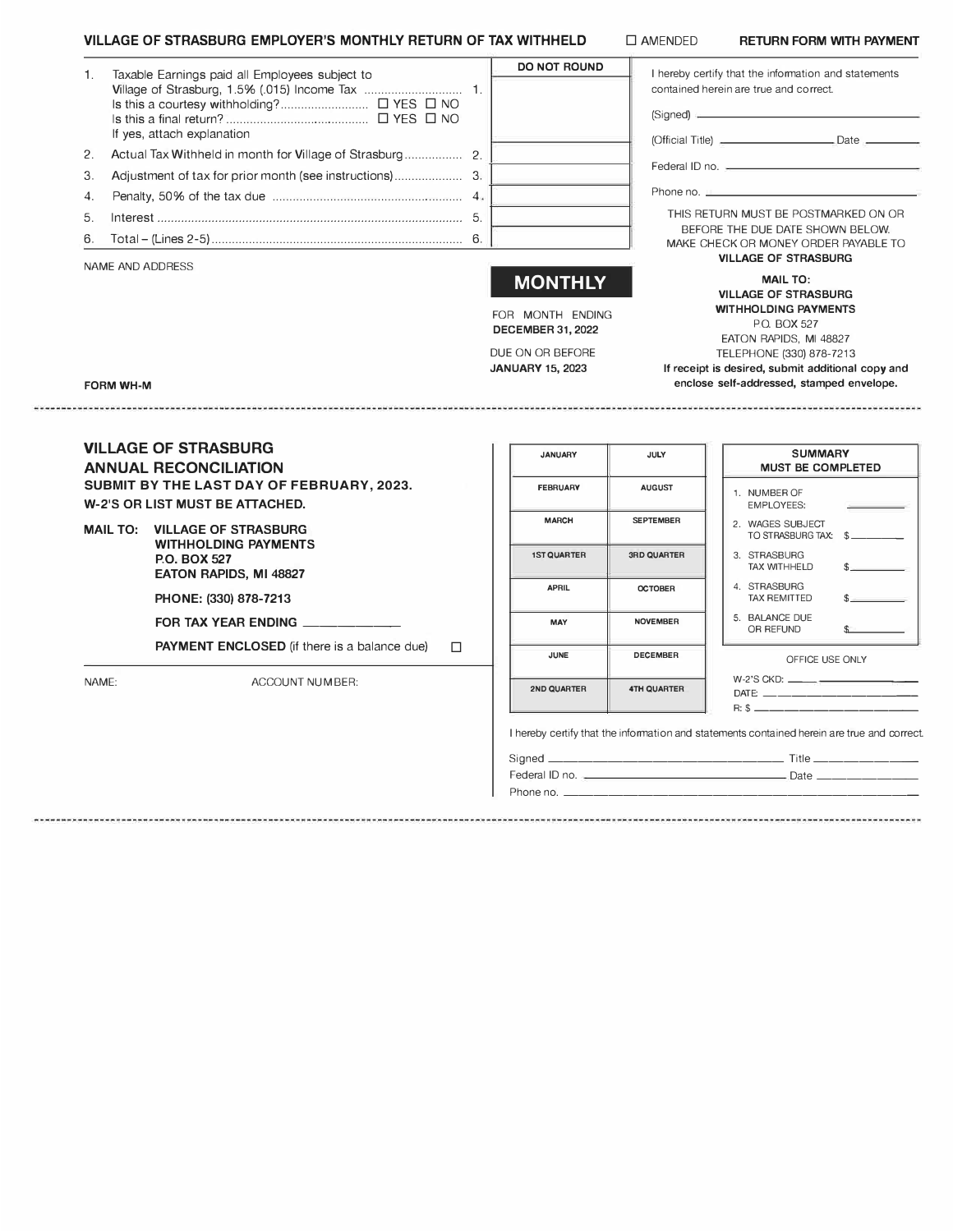## VILLAGE OF STRASBURG EMPLOYER'S MONTHLY RETURN OF TAX WITHHELD

☐ AMENDED **RETURN FORM WITH PAYMENT**

| | | DO NOT ROUND |
|---|---|---|
| 1. | Taxable Earnings paid all Employees subject to Village of Strasburg, 1.5% (.015) Income Tax ............................ 1.<br>Is this a courtesy withholding? .......................... ☐ YES ☐ NO<br>Is this a final return? ........................................ ☐ YES ☐ NO<br>If yes, attach explanation | |
| 2. | Actual Tax Withheld in month for Village of Strasburg ................. 2. | |
| 3. | Adjustment of tax for prior month (see instructions) .................... 3. | |
| 4. | Penalty, 50% of the tax due ....................................................... 4. | |
| 5. | Interest ......................................................................................... 5. | |
| 6. | Total – (Lines 2-5) .......................................................................... 6. | |

I hereby certify that the information and statements contained herein are true and correct.

(Signed) ____________________

(Official Title) ____________ Date ________

Federal ID no. ____________________

Phone no. ____________________

THIS RETURN MUST BE POSTMARKED ON OR BEFORE THE DUE DATE SHOWN BELOW. MAKE CHECK OR MONEY ORDER PAYABLE TO **VILLAGE OF STRASBURG**

NAME AND ADDRESS

**MONTHLY**

FOR MONTH ENDING
**DECEMBER 31, 2022**

DUE ON OR BEFORE
**JANUARY 15, 2023**

**MAIL TO:**
**VILLAGE OF STRASBURG**
**WITHHOLDING PAYMENTS**
P.O. BOX 527
EATON RAPIDS, MI 48827
TELEPHONE (330) 878-7213

**If receipt is desired, submit additional copy and enclose self-addressed, stamped envelope.**

**FORM WH-M**

---

## VILLAGE OF STRASBURG ANNUAL RECONCILIATION

**SUBMIT BY THE LAST DAY OF FEBRUARY, 2023.**
**W-2'S OR LIST MUST BE ATTACHED.**

**MAIL TO: VILLAGE OF STRASBURG**
**WITHHOLDING PAYMENTS**
**P.O. BOX 527**
**EATON RAPIDS, MI 48827**

**PHONE: (330) 878-7213**

**FOR TAX YEAR ENDING** ____________

**PAYMENT ENCLOSED** (if there is a balance due) ☐

NAME: ACCOUNT NUMBER:

| | |
|---|---|
| JANUARY | JULY |
| FEBRUARY | AUGUST |
| MARCH | SEPTEMBER |
| 1ST QUARTER | 3RD QUARTER |
| APRIL | OCTOBER |
| MAY | NOVEMBER |
| JUNE | DECEMBER |
| 2ND QUARTER | 4TH QUARTER |

**SUMMARY**
**MUST BE COMPLETED**

1. NUMBER OF EMPLOYEES: ________
2. WAGES SUBJECT TO STRASBURG TAX: $________
3. STRASBURG TAX WITHHELD $________
4. STRASBURG TAX REMITTED $________
5. BALANCE DUE OR REFUND $________

OFFICE USE ONLY

W-2'S CKD: ________
DATE: ________
R: $ ________

I hereby certify that the information and statements contained herein are true and correct.

Signed ____________________ Title ____________

Federal ID no. ____________________ Date ____________

Phone no. ____________________